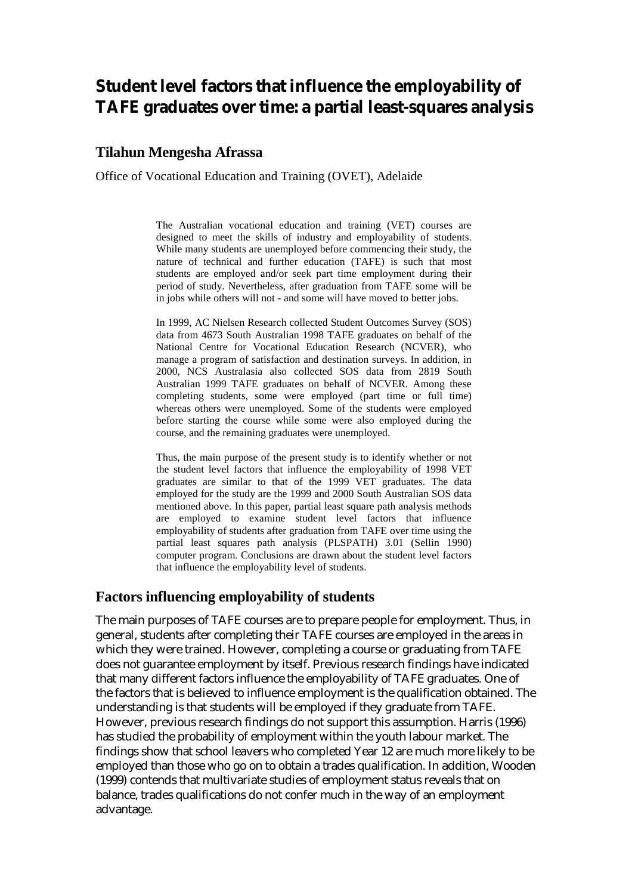# Student level factors that influence the employability of TAFE graduates over time: a partial least-squares analysis

## Tilahun Mengesha Afrassa

Office of Vocational Education and Training (OVET), Adelaide

> The Australian vocational education and training (VET) courses are designed to meet the skills of industry and employability of students. While many students are unemployed before commencing their study, the nature of technical and further education (TAFE) is such that most students are employed and/or seek part time employment during their period of study. Nevertheless, after graduation from TAFE some will be in jobs while others will not - and some will have moved to better jobs.
>
> In 1999, AC Nielsen Research collected Student Outcomes Survey (SOS) data from 4673 South Australian 1998 TAFE graduates on behalf of the National Centre for Vocational Education Research (NCVER), who manage a program of satisfaction and destination surveys. In addition, in 2000, NCS Australasia also collected SOS data from 2819 South Australian 1999 TAFE graduates on behalf of NCVER. Among these completing students, some were employed (part time or full time) whereas others were unemployed. Some of the students were employed before starting the course while some were also employed during the course, and the remaining graduates were unemployed.
>
> Thus, the main purpose of the present study is to identify whether or not the student level factors that influence the employability of 1998 VET graduates are similar to that of the 1999 VET graduates. The data employed for the study are the 1999 and 2000 South Australian SOS data mentioned above. In this paper, partial least square path analysis methods are employed to examine student level factors that influence employability of students after graduation from TAFE over time using the partial least squares path analysis (PLSPATH) 3.01 (Sellin 1990) computer program. Conclusions are drawn about the student level factors that influence the employability level of students.

## Factors influencing employability of students

The main purposes of TAFE courses are to prepare people for employment. Thus, in general, students after completing their TAFE courses are employed in the areas in which they were trained. However, completing a course or graduating from TAFE does not guarantee employment by itself. Previous research findings have indicated that many different factors influence the employability of TAFE graduates. One of the factors that is believed to influence employment is the qualification obtained. The understanding is that students will be employed if they graduate from TAFE. However, previous research findings do not support this assumption. Harris (1996) has studied the probability of employment within the youth labour market. The findings show that school leavers who completed Year 12 are much more likely to be employed than those who go on to obtain a trades qualification. In addition, Wooden (1999) contends that multivariate studies of employment status reveals that on balance, trades qualifications do not confer much in the way of an employment advantage.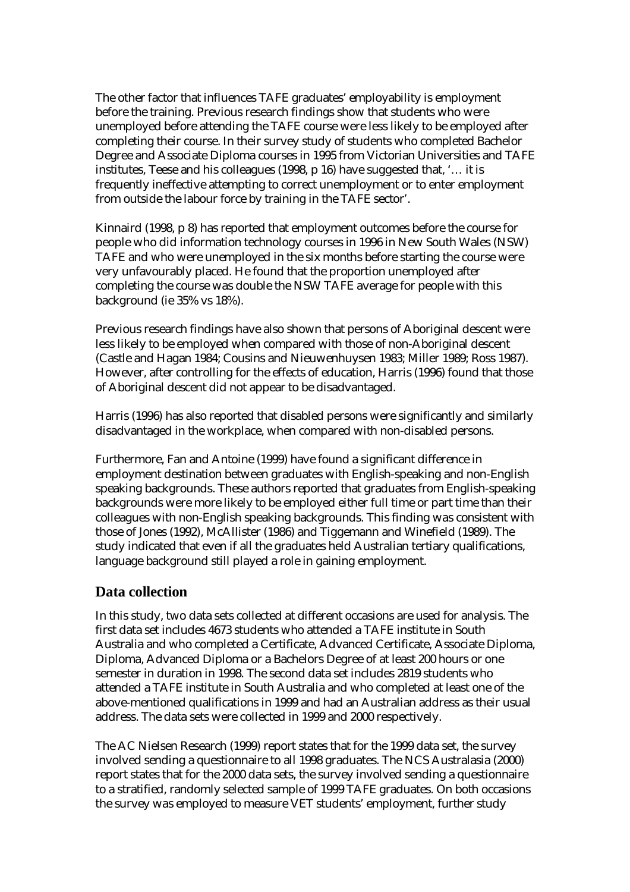The other factor that influences TAFE graduates' employability is employment before the training. Previous research findings show that students who were unemployed before attending the TAFE course were less likely to be employed after completing their course. In their survey study of students who completed Bachelor Degree and Associate Diploma courses in 1995 from Victorian Universities and TAFE institutes, Teese and his colleagues (1998, p 16) have suggested that, '… it is frequently ineffective attempting to correct unemployment or to enter employment from outside the labour force by training in the TAFE sector'.

Kinnaird (1998, p 8) has reported that employment outcomes before the course for people who did information technology courses in 1996 in New South Wales (NSW) TAFE and who were unemployed in the six months before starting the course were very unfavourably placed. He found that the proportion unemployed after completing the course was double the NSW TAFE average for people with this background (ie 35% vs 18%).

Previous research findings have also shown that persons of Aboriginal descent were less likely to be employed when compared with those of non-Aboriginal descent (Castle and Hagan 1984; Cousins and Nieuwenhuysen 1983; Miller 1989; Ross 1987). However, after controlling for the effects of education, Harris (1996) found that those of Aboriginal descent did not appear to be disadvantaged.

Harris (1996) has also reported that disabled persons were significantly and similarly disadvantaged in the workplace, when compared with non-disabled persons.

Furthermore, Fan and Antoine (1999) have found a significant difference in employment destination between graduates with English-speaking and non-English speaking backgrounds. These authors reported that graduates from English-speaking backgrounds were more likely to be employed either full time or part time than their colleagues with non-English speaking backgrounds. This finding was consistent with those of Jones (1992), McAllister (1986) and Tiggemann and Winefield (1989). The study indicated that even if all the graduates held Australian tertiary qualifications, language background still played a role in gaining employment.

## Data collection

In this study, two data sets collected at different occasions are used for analysis. The first data set includes 4673 students who attended a TAFE institute in South Australia and who completed a Certificate, Advanced Certificate, Associate Diploma, Diploma, Advanced Diploma or a Bachelors Degree of at least 200 hours or one semester in duration in 1998. The second data set includes 2819 students who attended a TAFE institute in South Australia and who completed at least one of the above-mentioned qualifications in 1999 and had an Australian address as their usual address. The data sets were collected in 1999 and 2000 respectively.

The AC Nielsen Research (1999) report states that for the 1999 data set, the survey involved sending a questionnaire to all 1998 graduates. The NCS Australasia (2000) report states that for the 2000 data sets, the survey involved sending a questionnaire to a stratified, randomly selected sample of 1999 TAFE graduates. On both occasions the survey was employed to measure VET students' employment, further study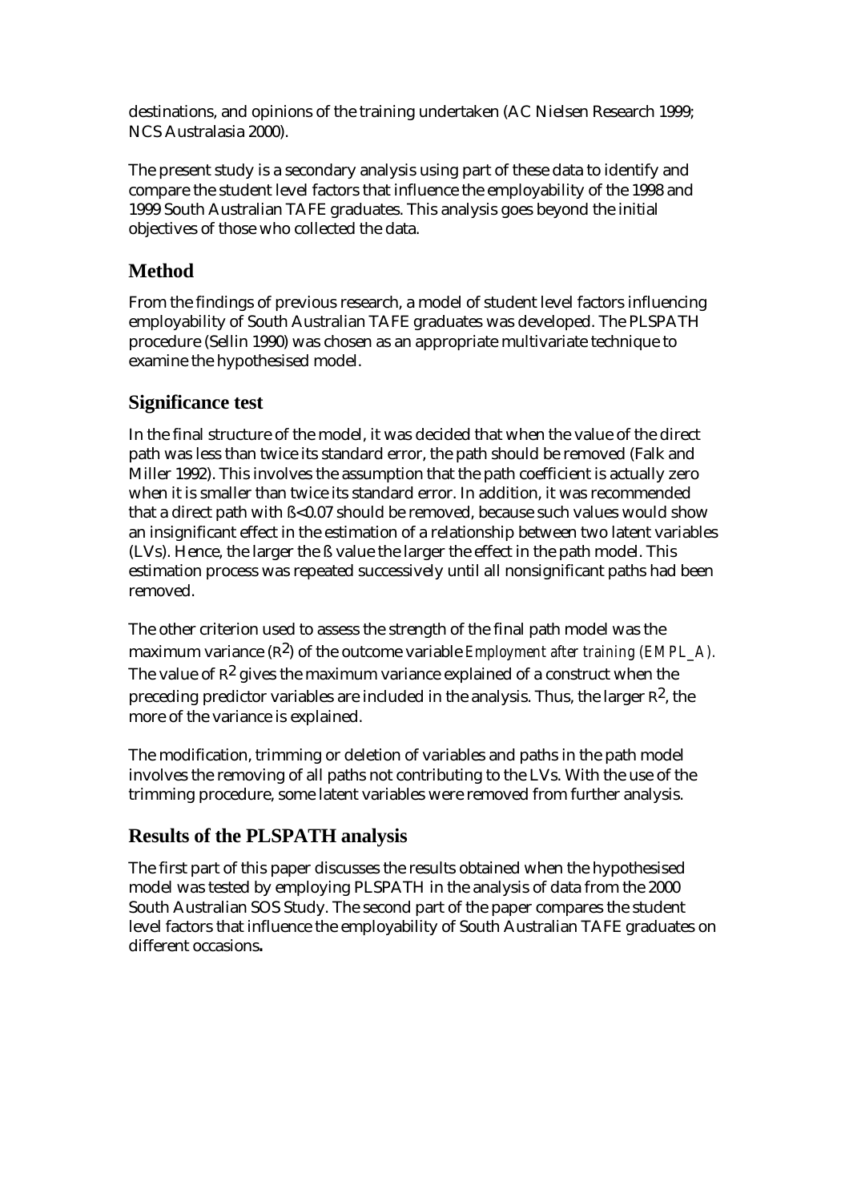destinations, and opinions of the training undertaken (AC Nielsen Research 1999; NCS Australasia 2000).

The present study is a secondary analysis using part of these data to identify and compare the student level factors that influence the employability of the 1998 and 1999 South Australian TAFE graduates. This analysis goes beyond the initial objectives of those who collected the data.

## Method

From the findings of previous research, a model of student level factors influencing employability of South Australian TAFE graduates was developed. The PLSPATH procedure (Sellin 1990) was chosen as an appropriate multivariate technique to examine the hypothesised model.

## Significance test

In the final structure of the model, it was decided that when the value of the direct path was less than twice its standard error, the path should be removed (Falk and Miller 1992). This involves the assumption that the path coefficient is actually zero when it is smaller than twice its standard error. In addition, it was recommended that a direct path with $ß<0.07$ should be removed, because such values would show an insignificant effect in the estimation of a relationship between two latent variables (LVs). Hence, the larger the ß value the larger the effect in the path model. This estimation process was repeated successively until all nonsignificant paths had been removed.

The other criterion used to assess the strength of the final path model was the maximum variance ($R^2$) of the outcome variable *Employment after training (EMPL_A).* The value of $R^2$ gives the maximum variance explained of a construct when the preceding predictor variables are included in the analysis. Thus, the larger $R^2$, the more of the variance is explained.

The modification, trimming or deletion of variables and paths in the path model involves the removing of all paths not contributing to the LVs. With the use of the trimming procedure, some latent variables were removed from further analysis.

## Results of the PLSPATH analysis

The first part of this paper discusses the results obtained when the hypothesised model was tested by employing PLSPATH in the analysis of data from the 2000 South Australian SOS Study. The second part of the paper compares the student level factors that influence the employability of South Australian TAFE graduates on different occasions**.**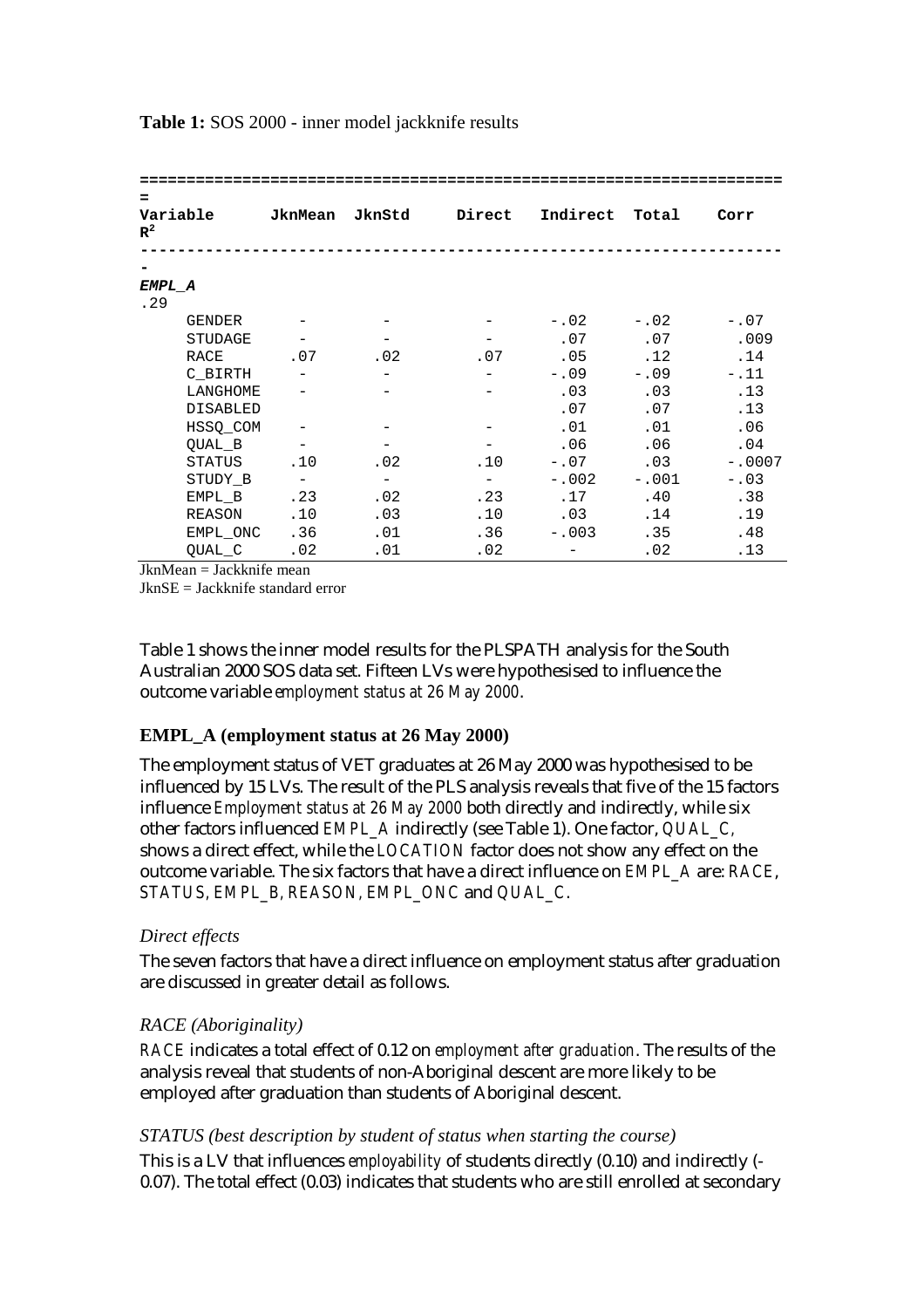**Table 1:** SOS 2000 - inner model jackknife results

| Variable | JknMean | JknStd | Direct | Indirect | Total | Corr | $R^2$ |
|---|---|---|---|---|---|---|---|
| ***EMPL_A*** | | | | | | | .29 |
| GENDER | - | - | - | -.02 | -.02 | -.07 | |
| STUDAGE | - | - | - | .07 | .07 | .009 | |
| RACE | .07 | .02 | .07 | .05 | .12 | .14 | |
| C_BIRTH | - | - | - | -.09 | -.09 | -.11 | |
| LANGHOME | - | - | - | .03 | .03 | .13 | |
| DISABLED | | | | .07 | .07 | .13 | |
| HSSQ_COM | - | - | - | .01 | .01 | .06 | |
| QUAL_B | - | - | - | .06 | .06 | .04 | |
| STATUS | .10 | .02 | .10 | -.07 | .03 | -.0007 | |
| STUDY_B | - | - | - | -.002 | -.001 | -.03 | |
| EMPL_B | .23 | .02 | .23 | .17 | .40 | .38 | |
| REASON | .10 | .03 | .10 | .03 | .14 | .19 | |
| EMPL_ONC | .36 | .01 | .36 | -.003 | .35 | .48 | |
| QUAL_C | .02 | .01 | .02 | - | .02 | .13 | |

JknMean = Jackknife mean
JknSE = Jackknife standard error

Table 1 shows the inner model results for the PLSPATH analysis for the South Australian 2000 SOS data set. Fifteen LVs were hypothesised to influence the outcome variable *employment status at 26 May 2000*.

### EMPL_A (employment status at 26 May 2000)

The employment status of VET graduates at 26 May 2000 was hypothesised to be influenced by 15 LVs. The result of the PLS analysis reveals that five of the 15 factors influence *Employment status at 26 May 2000* both directly and indirectly, while six other factors influenced *EMPL_A* indirectly (see Table 1). One factor, *QUAL_C,* shows a direct effect, while the *LOCATION* factor does not show any effect on the outcome variable. The six factors that have a direct influence on *EMPL_A* are: *RACE*, *STATUS, EMPL_B, REASON, EMPL_ONC* and *QUAL_C*.

*Direct effects*

The seven factors that have a direct influence on employment status after graduation are discussed in greater detail as follows.

*RACE (Aboriginality)*

*RACE* indicates a total effect of 0.12 on *employment after graduation*. The results of the analysis reveal that students of non-Aboriginal descent are more likely to be employed after graduation than students of Aboriginal descent.

*STATUS (best description by student of status when starting the course)*

This is a LV that influences *employability* of students directly (0.10) and indirectly (-0.07). The total effect (0.03) indicates that students who are still enrolled at secondary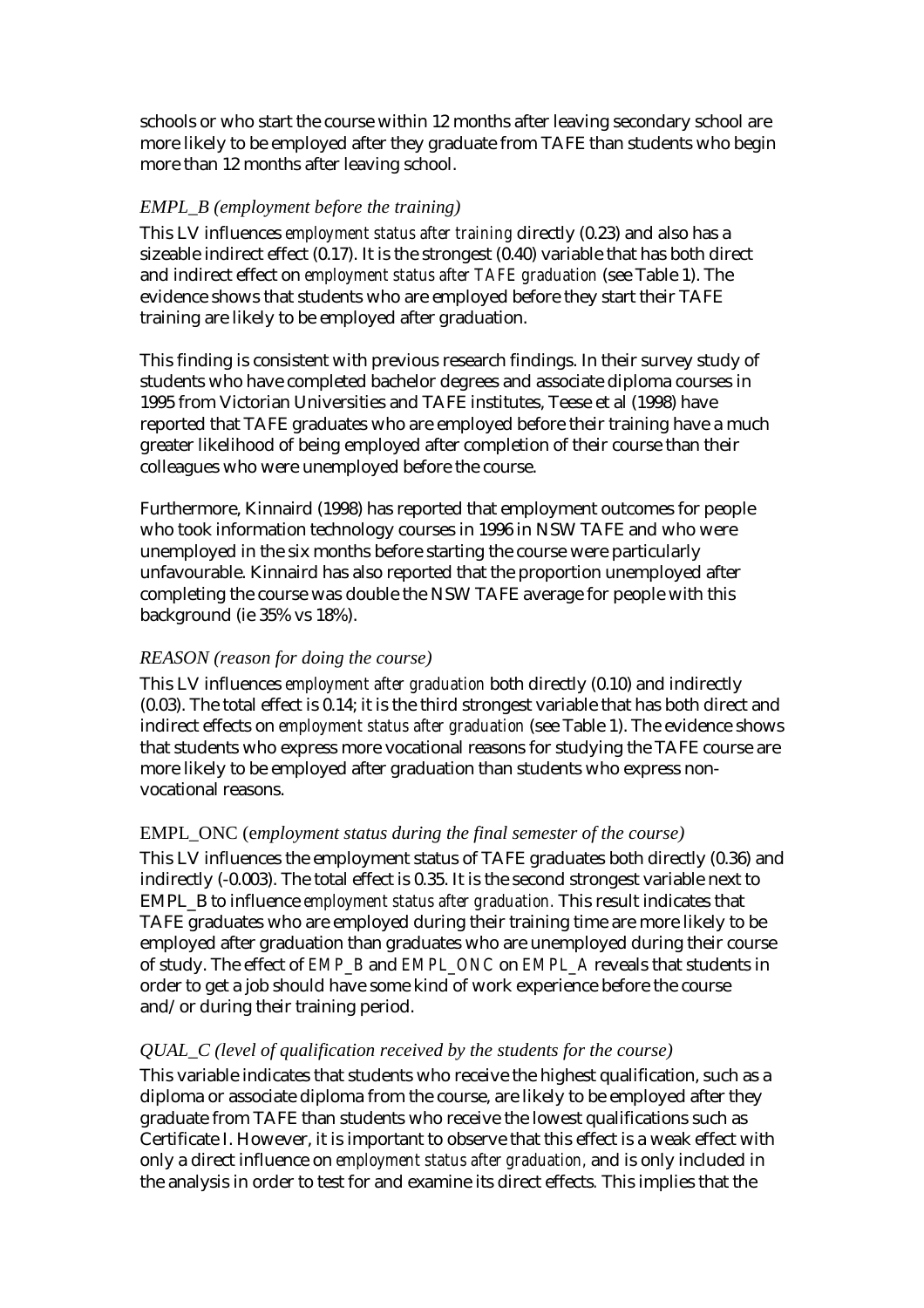schools or who start the course within 12 months after leaving secondary school are more likely to be employed after they graduate from TAFE than students who begin more than 12 months after leaving school.

### *EMPL_B (employment before the training)*

This LV influences *employment status after training* directly (0.23) and also has a sizeable indirect effect (0.17). It is the strongest (0.40) variable that has both direct and indirect effect on *employment status after TAFE graduation* (see Table 1). The evidence shows that students who are employed before they start their TAFE training are likely to be employed after graduation.

This finding is consistent with previous research findings. In their survey study of students who have completed bachelor degrees and associate diploma courses in 1995 from Victorian Universities and TAFE institutes, Teese et al (1998) have reported that TAFE graduates who are employed before their training have a much greater likelihood of being employed after completion of their course than their colleagues who were unemployed before the course.

Furthermore, Kinnaird (1998) has reported that employment outcomes for people who took information technology courses in 1996 in NSW TAFE and who were unemployed in the six months before starting the course were particularly unfavourable. Kinnaird has also reported that the proportion unemployed after completing the course was double the NSW TAFE average for people with this background (ie 35% vs 18%).

### *REASON (reason for doing the course)*

This LV influences *employment after graduation* both directly (0.10) and indirectly (0.03). The total effect is 0.14; it is the third strongest variable that has both direct and indirect effects on *employment status after graduation* (see Table 1). The evidence shows that students who express more vocational reasons for studying the TAFE course are more likely to be employed after graduation than students who express non-vocational reasons.

### EMPL_ONC (*employment status during the final semester of the course)*

This LV influences the employment status of TAFE graduates both directly (0.36) and indirectly (-0.003). The total effect is 0.35. It is the second strongest variable next to EMPL_B to influence *employment status after graduation.* This result indicates that TAFE graduates who are employed during their training time are more likely to be employed after graduation than graduates who are unemployed during their course of study. The effect of *EMP_B* and *EMPL_ONC* on *EMPL_A* reveals that students in order to get a job should have some kind of work experience before the course and/or during their training period.

### *QUAL_C (level of qualification received by the students for the course)*

This variable indicates that students who receive the highest qualification, such as a diploma or associate diploma from the course, are likely to be employed after they graduate from TAFE than students who receive the lowest qualifications such as Certificate I. However, it is important to observe that this effect is a weak effect with only a direct influence on *employment status after graduation,* and is only included in the analysis in order to test for and examine its direct effects*.* This implies that the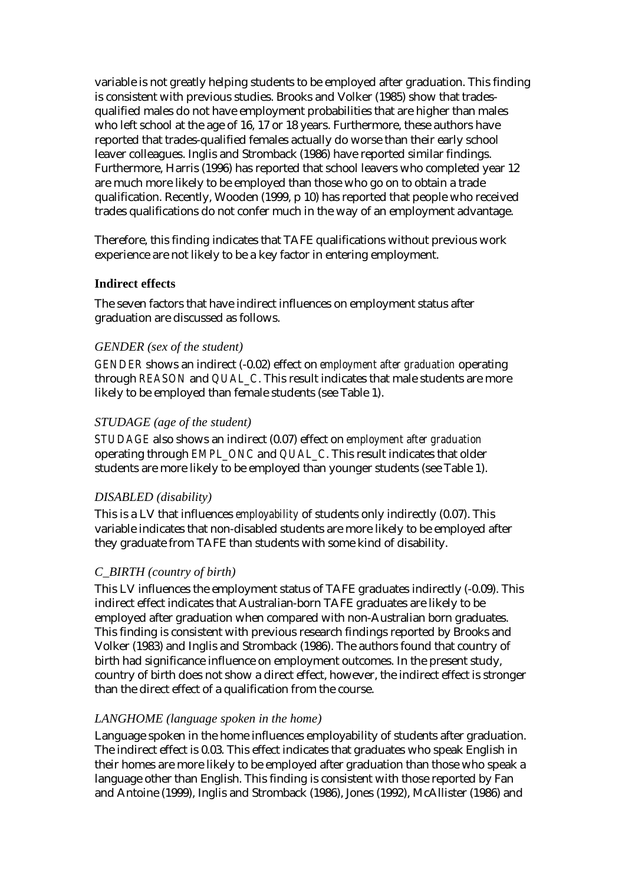variable is not greatly helping students to be employed after graduation. This finding is consistent with previous studies. Brooks and Volker (1985) show that trades-qualified males do not have employment probabilities that are higher than males who left school at the age of 16, 17 or 18 years. Furthermore, these authors have reported that trades-qualified females actually do worse than their early school leaver colleagues. Inglis and Stromback (1986) have reported similar findings. Furthermore, Harris (1996) has reported that school leavers who completed year 12 are much more likely to be employed than those who go on to obtain a trade qualification. Recently, Wooden (1999, p 10) has reported that people who received trades qualifications do not confer much in the way of an employment advantage.

Therefore, this finding indicates that TAFE qualifications without previous work experience are not likely to be a key factor in entering employment.

### Indirect effects

The seven factors that have indirect influences on employment status after graduation are discussed as follows.

#### *GENDER (sex of the student)*

*GENDER* shows an indirect (-0.02) effect on *employment after graduation* operating through *REASON* and *QUAL_C*. This result indicates that male students are more likely to be employed than female students (see Table 1).

#### *STUDAGE (age of the student)*

*STUDAGE* also shows an indirect (0.07) effect on *employment after graduation* operating through *EMPL_ONC* and *QUAL_C*. This result indicates that older students are more likely to be employed than younger students (see Table 1).

#### *DISABLED (disability)*

This is a LV that influences *employability* of students only indirectly (0.07). This variable indicates that non-disabled students are more likely to be employed after they graduate from TAFE than students with some kind of disability.

#### *C_BIRTH (country of birth)*

This LV influences the employment status of TAFE graduates indirectly (-0.09). This indirect effect indicates that Australian-born TAFE graduates are likely to be employed after graduation when compared with non-Australian born graduates. This finding is consistent with previous research findings reported by Brooks and Volker (1983) and Inglis and Stromback (1986). The authors found that country of birth had significance influence on employment outcomes. In the present study, country of birth does not show a direct effect, however, the indirect effect is stronger than the direct effect of a qualification from the course.

#### *LANGHOME (language spoken in the home)*

Language spoken in the home influences employability of students after graduation. The indirect effect is 0.03. This effect indicates that graduates who speak English in their homes are more likely to be employed after graduation than those who speak a language other than English. This finding is consistent with those reported by Fan and Antoine (1999), Inglis and Stromback (1986), Jones (1992), McAllister (1986) and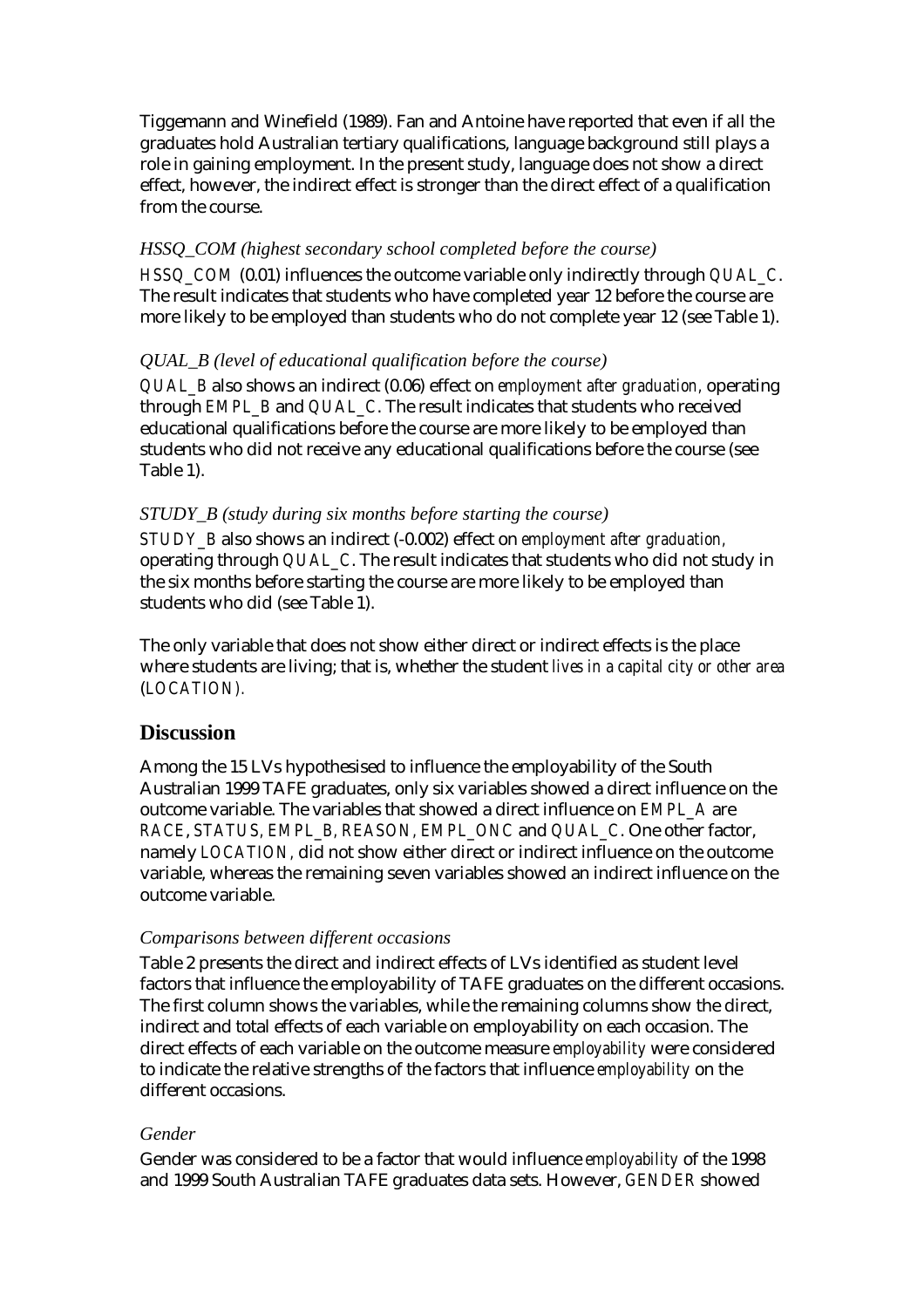Tiggemann and Winefield (1989). Fan and Antoine have reported that even if all the graduates hold Australian tertiary qualifications, language background still plays a role in gaining employment. In the present study, language does not show a direct effect, however, the indirect effect is stronger than the direct effect of a qualification from the course.

### *HSSQ_COM (highest secondary school completed before the course)*

*HSSQ_COM* (0.01) influences the outcome variable only indirectly through *QUAL_C*. The result indicates that students who have completed year 12 before the course are more likely to be employed than students who do not complete year 12 (see Table 1).

### *QUAL_B (level of educational qualification before the course)*

*QUAL_B* also shows an indirect (0.06) effect on *employment after graduation*, operating through *EMPL_B* and *QUAL_C*. The result indicates that students who received educational qualifications before the course are more likely to be employed than students who did not receive any educational qualifications before the course (see Table 1).

### *STUDY_B (study during six months before starting the course)*

*STUDY_B* also shows an indirect (-0.002) effect on *employment after graduation*, operating through *QUAL_C*. The result indicates that students who did not study in the six months before starting the course are more likely to be employed than students who did (see Table 1).

The only variable that does not show either direct or indirect effects is the place where students are living; that is, whether the student *lives in a capital city or other area* (*LOCATION*).

## Discussion

Among the 15 LVs hypothesised to influence the employability of the South Australian 1999 TAFE graduates, only six variables showed a direct influence on the outcome variable. The variables that showed a direct influence on *EMPL_A* are *RACE*, *STATUS*, *EMPL_B*, *REASON*, *EMPL_ONC* and *QUAL_C*. One other factor, namely *LOCATION*, did not show either direct or indirect influence on the outcome variable, whereas the remaining seven variables showed an indirect influence on the outcome variable.

### *Comparisons between different occasions*

Table 2 presents the direct and indirect effects of LVs identified as student level factors that influence the employability of TAFE graduates on the different occasions. The first column shows the variables, while the remaining columns show the direct, indirect and total effects of each variable on employability on each occasion. The direct effects of each variable on the outcome measure *employability* were considered to indicate the relative strengths of the factors that influence *employability* on the different occasions.

### *Gender*

Gender was considered to be a factor that would influence *employability* of the 1998 and 1999 South Australian TAFE graduates data sets. However, *GENDER* showed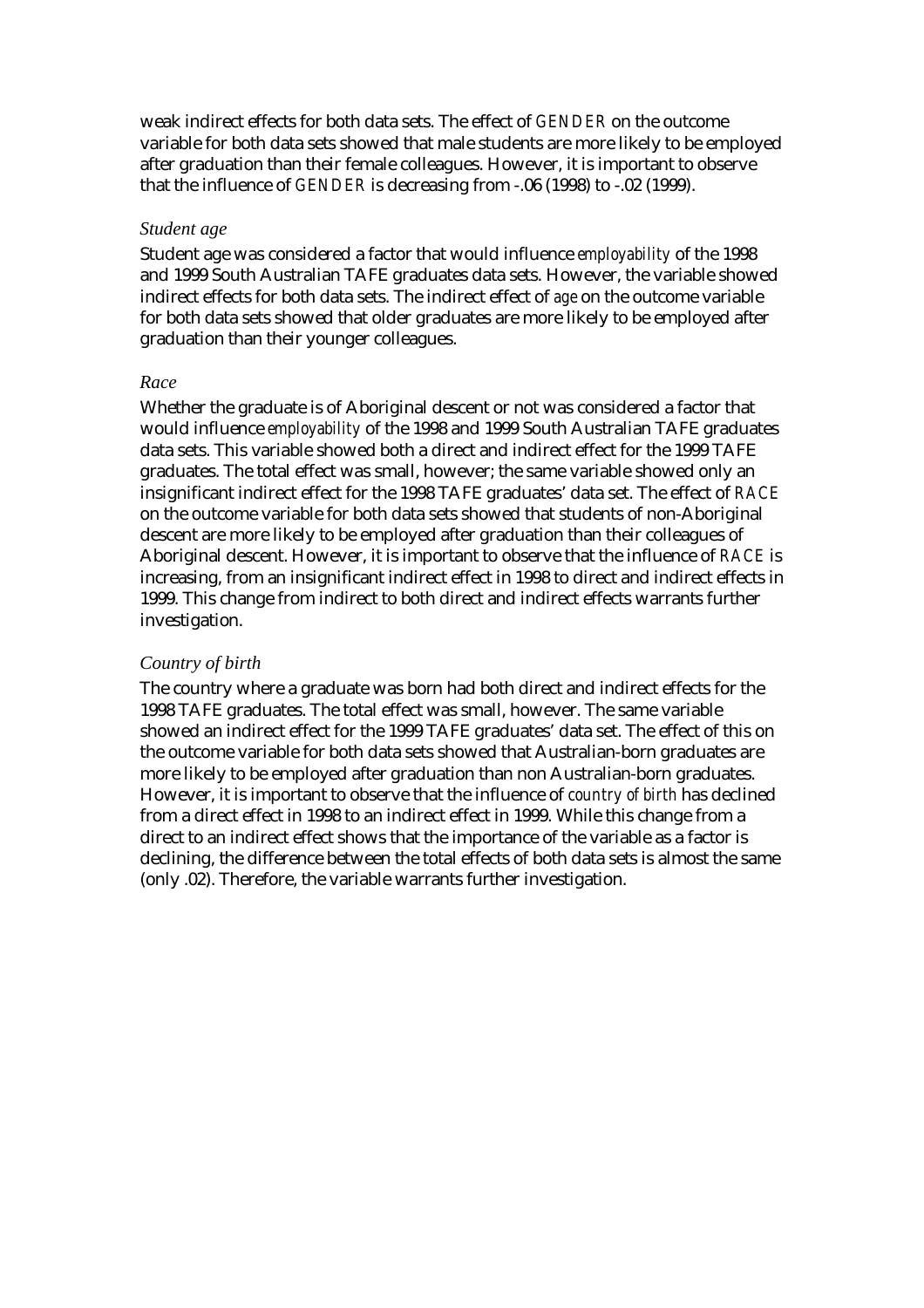weak indirect effects for both data sets. The effect of *GENDER* on the outcome variable for both data sets showed that male students are more likely to be employed after graduation than their female colleagues. However, it is important to observe that the influence of *GENDER* is decreasing from -.06 (1998) to -.02 (1999).

### *Student age*

Student age was considered a factor that would influence *employability* of the 1998 and 1999 South Australian TAFE graduates data sets. However, the variable showed indirect effects for both data sets. The indirect effect of *age* on the outcome variable for both data sets showed that older graduates are more likely to be employed after graduation than their younger colleagues.

### *Race*

Whether the graduate is of Aboriginal descent or not was considered a factor that would influence *employability* of the 1998 and 1999 South Australian TAFE graduates data sets. This variable showed both a direct and indirect effect for the 1999 TAFE graduates. The total effect was small, however; the same variable showed only an insignificant indirect effect for the 1998 TAFE graduates' data set. The effect of *RACE* on the outcome variable for both data sets showed that students of non-Aboriginal descent are more likely to be employed after graduation than their colleagues of Aboriginal descent. However, it is important to observe that the influence of *RACE* is increasing, from an insignificant indirect effect in 1998 to direct and indirect effects in 1999. This change from indirect to both direct and indirect effects warrants further investigation.

### *Country of birth*

The country where a graduate was born had both direct and indirect effects for the 1998 TAFE graduates. The total effect was small, however. The same variable showed an indirect effect for the 1999 TAFE graduates' data set. The effect of this on the outcome variable for both data sets showed that Australian-born graduates are more likely to be employed after graduation than non Australian-born graduates. However, it is important to observe that the influence of *country of birth* has declined from a direct effect in 1998 to an indirect effect in 1999. While this change from a direct to an indirect effect shows that the importance of the variable as a factor is declining, the difference between the total effects of both data sets is almost the same (only .02). Therefore, the variable warrants further investigation.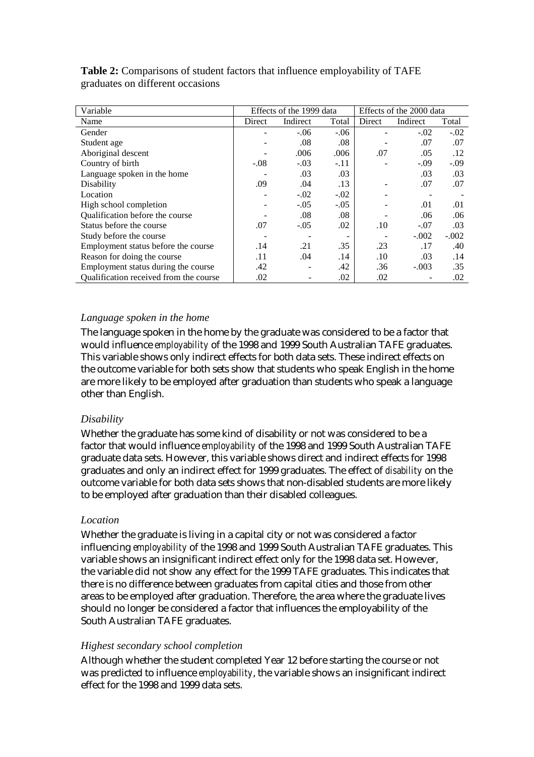**Table 2:** Comparisons of student factors that influence employability of TAFE graduates on different occasions

| Variable | Effects of the 1999 data | | | Effects of the 2000 data | | |
|---|---|---|---|---|---|---|
| Name | Direct | Indirect | Total | Direct | Indirect | Total |
| Gender | - | -.06 | -.06 | - | -.02 | -.02 |
| Student age | - | .08 | .08 | - | .07 | .07 |
| Aboriginal descent | - | .006 | .006 | .07 | .05 | .12 |
| Country of birth | -.08 | -.03 | -.11 | - | -.09 | -.09 |
| Language spoken in the home | - | .03 | .03 | | .03 | .03 |
| Disability | .09 | .04 | .13 | - | .07 | .07 |
| Location | - | -.02 | -.02 | - | - | - |
| High school completion | - | -.05 | -.05 | - | .01 | .01 |
| Qualification before the course | - | .08 | .08 | - | .06 | .06 |
| Status before the course | .07 | -.05 | .02 | .10 | -.07 | .03 |
| Study before the course | - | - | - | - | -.002 | -.002 |
| Employment status before the course | .14 | .21 | .35 | .23 | .17 | .40 |
| Reason for doing the course | .11 | .04 | .14 | .10 | .03 | .14 |
| Employment status during the course | .42 | - | .42 | .36 | -.003 | .35 |
| Qualification received from the course | .02 | - | .02 | .02 | - | .02 |

### *Language spoken in the home*

The language spoken in the home by the graduate was considered to be a factor that would influence *employability* of the 1998 and 1999 South Australian TAFE graduates. This variable shows only indirect effects for both data sets. These indirect effects on the outcome variable for both sets show that students who speak English in the home are more likely to be employed after graduation than students who speak a language other than English.

### *Disability*

Whether the graduate has some kind of disability or not was considered to be a factor that would influence *employability* of the 1998 and 1999 South Australian TAFE graduate data sets. However, this variable shows direct and indirect effects for 1998 graduates and only an indirect effect for 1999 graduates. The effect of *disability* on the outcome variable for both data sets shows that non-disabled students are more likely to be employed after graduation than their disabled colleagues.

### *Location*

Whether the graduate is living in a capital city or not was considered a factor influencing *employability* of the 1998 and 1999 South Australian TAFE graduates. This variable shows an insignificant indirect effect only for the 1998 data set. However, the variable did not show any effect for the 1999 TAFE graduates. This indicates that there is no difference between graduates from capital cities and those from other areas to be employed after graduation. Therefore, the area where the graduate lives should no longer be considered a factor that influences the employability of the South Australian TAFE graduates.

### *Highest secondary school completion*

Although whether the student completed Year 12 before starting the course or not was predicted to influence *employability*, the variable shows an insignificant indirect effect for the 1998 and 1999 data sets.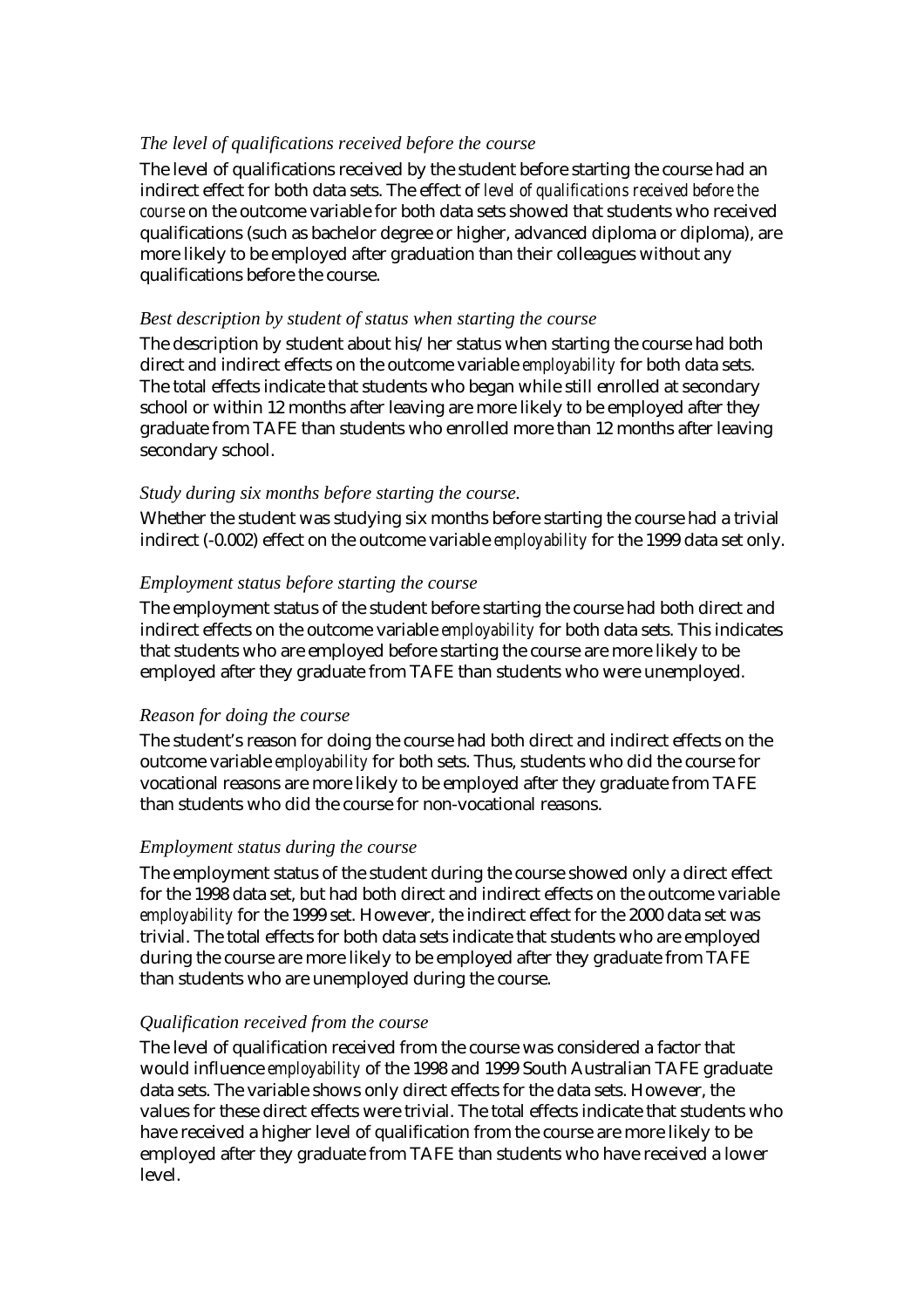### *The level of qualifications received before the course*

The level of qualifications received by the student before starting the course had an indirect effect for both data sets. The effect of *level of qualifications received before the course* on the outcome variable for both data sets showed that students who received qualifications (such as bachelor degree or higher, advanced diploma or diploma), are more likely to be employed after graduation than their colleagues without any qualifications before the course.

### *Best description by student of status when starting the course*

The description by student about his/her status when starting the course had both direct and indirect effects on the outcome variable *employability* for both data sets. The total effects indicate that students who began while still enrolled at secondary school or within 12 months after leaving are more likely to be employed after they graduate from TAFE than students who enrolled more than 12 months after leaving secondary school.

### *Study during six months before starting the course.*

Whether the student was studying six months before starting the course had a trivial indirect (-0.002) effect on the outcome variable *employability* for the 1999 data set only.

### *Employment status before starting the course*

The employment status of the student before starting the course had both direct and indirect effects on the outcome variable *employability* for both data sets. This indicates that students who are employed before starting the course are more likely to be employed after they graduate from TAFE than students who were unemployed.

### *Reason for doing the course*

The student's reason for doing the course had both direct and indirect effects on the outcome variable *employability* for both sets. Thus, students who did the course for vocational reasons are more likely to be employed after they graduate from TAFE than students who did the course for non-vocational reasons.

### *Employment status during the course*

The employment status of the student during the course showed only a direct effect for the 1998 data set, but had both direct and indirect effects on the outcome variable *employability* for the 1999 set. However, the indirect effect for the 2000 data set was trivial. The total effects for both data sets indicate that students who are employed during the course are more likely to be employed after they graduate from TAFE than students who are unemployed during the course.

### *Qualification received from the course*

The level of qualification received from the course was considered a factor that would influence *employability* of the 1998 and 1999 South Australian TAFE graduate data sets. The variable shows only direct effects for the data sets. However, the values for these direct effects were trivial. The total effects indicate that students who have received a higher level of qualification from the course are more likely to be employed after they graduate from TAFE than students who have received a lower level.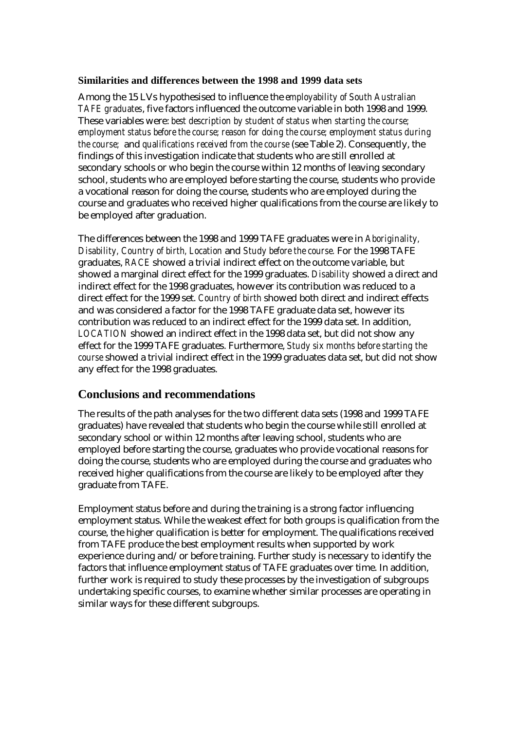### Similarities and differences between the 1998 and 1999 data sets

Among the 15 LVs hypothesised to influence the *employability of South Australian TAFE graduates*, five factors influenced the outcome variable in both 1998 and 1999. These variables were: *best description by student of status when starting the course*; *employment status before the course*; *reason for doing the course*; *employment status during the course*; and *qualifications received from the course* (see Table 2). Consequently, the findings of this investigation indicate that students who are still enrolled at secondary schools or who begin the course within 12 months of leaving secondary school, students who are employed before starting the course, students who provide a vocational reason for doing the course, students who are employed during the course and graduates who received higher qualifications from the course are likely to be employed after graduation.

The differences between the 1998 and 1999 TAFE graduates were in *Aboriginality*, *Disability*, *Country of birth*, *Location* and *Study before the course*. For the 1998 TAFE graduates, *RACE* showed a trivial indirect effect on the outcome variable, but showed a marginal direct effect for the 1999 graduates. *Disability* showed a direct and indirect effect for the 1998 graduates, however its contribution was reduced to a direct effect for the 1999 set. *Country of birth* showed both direct and indirect effects and was considered a factor for the 1998 TAFE graduate data set, however its contribution was reduced to an indirect effect for the 1999 data set. In addition, *LOCATION* showed an indirect effect in the 1998 data set, but did not show any effect for the 1999 TAFE graduates. Furthermore, *Study six months before starting the course* showed a trivial indirect effect in the 1999 graduates data set, but did not show any effect for the 1998 graduates.

## Conclusions and recommendations

The results of the path analyses for the two different data sets (1998 and 1999 TAFE graduates) have revealed that students who begin the course while still enrolled at secondary school or within 12 months after leaving school, students who are employed before starting the course, graduates who provide vocational reasons for doing the course, students who are employed during the course and graduates who received higher qualifications from the course are likely to be employed after they graduate from TAFE.

Employment status before and during the training is a strong factor influencing employment status. While the weakest effect for both groups is qualification from the course, the higher qualification is better for employment. The qualifications received from TAFE produce the best employment results when supported by work experience during and/or before training. Further study is necessary to identify the factors that influence employment status of TAFE graduates over time. In addition, further work is required to study these processes by the investigation of subgroups undertaking specific courses, to examine whether similar processes are operating in similar ways for these different subgroups.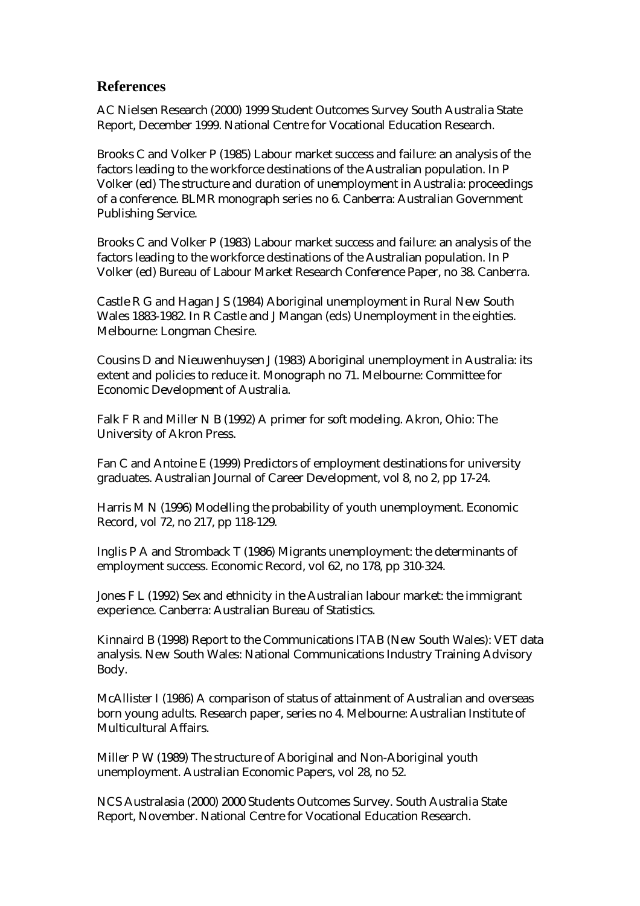## References

AC Nielsen Research (2000) 1999 Student Outcomes Survey South Australia State Report, December 1999. National Centre for Vocational Education Research.

Brooks C and Volker P (1985) Labour market success and failure: an analysis of the factors leading to the workforce destinations of the Australian population. In P Volker (ed) The structure and duration of unemployment in Australia: proceedings of a conference. BLMR monograph series no 6. Canberra: Australian Government Publishing Service.

Brooks C and Volker P (1983) Labour market success and failure: an analysis of the factors leading to the workforce destinations of the Australian population. In P Volker (ed) Bureau of Labour Market Research Conference Paper, no 38. Canberra.

Castle R G and Hagan J S (1984) Aboriginal unemployment in Rural New South Wales 1883-1982. In R Castle and J Mangan (eds) Unemployment in the eighties. Melbourne: Longman Chesire.

Cousins D and Nieuwenhuysen J (1983) Aboriginal unemployment in Australia: its extent and policies to reduce it. Monograph no 71. Melbourne: Committee for Economic Development of Australia.

Falk F R and Miller N B (1992) A primer for soft modeling. Akron, Ohio: The University of Akron Press.

Fan C and Antoine E (1999) Predictors of employment destinations for university graduates. Australian Journal of Career Development, vol 8, no 2, pp 17-24.

Harris M N (1996) Modelling the probability of youth unemployment. Economic Record, vol 72, no 217, pp 118-129.

Inglis P A and Stromback T (1986) Migrants unemployment: the determinants of employment success. Economic Record, vol 62, no 178, pp 310-324.

Jones F L (1992) Sex and ethnicity in the Australian labour market: the immigrant experience. Canberra: Australian Bureau of Statistics.

Kinnaird B (1998) Report to the Communications ITAB (New South Wales): VET data analysis. New South Wales: National Communications Industry Training Advisory Body.

McAllister I (1986) A comparison of status of attainment of Australian and overseas born young adults. Research paper, series no 4. Melbourne: Australian Institute of Multicultural Affairs.

Miller P W (1989) The structure of Aboriginal and Non-Aboriginal youth unemployment. Australian Economic Papers, vol 28, no 52.

NCS Australasia (2000) 2000 Students Outcomes Survey. South Australia State Report, November. National Centre for Vocational Education Research.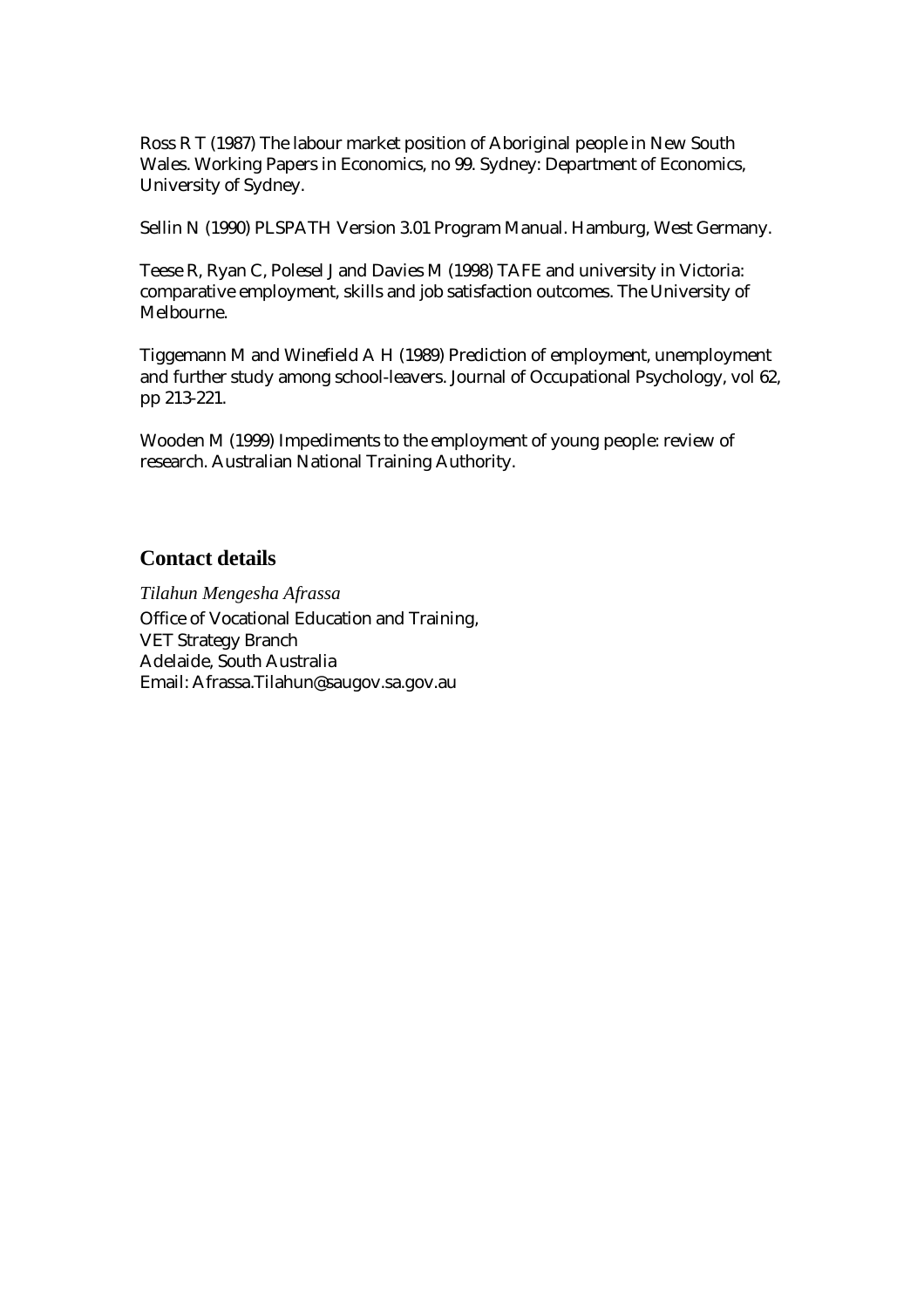Ross R T (1987) The labour market position of Aboriginal people in New South Wales. Working Papers in Economics, no 99. Sydney: Department of Economics, University of Sydney.

Sellin N (1990) PLSPATH Version 3.01 Program Manual. Hamburg, West Germany.

Teese R, Ryan C, Polesel J and Davies M (1998) TAFE and university in Victoria: comparative employment, skills and job satisfaction outcomes. The University of Melbourne.

Tiggemann M and Winefield A H (1989) Prediction of employment, unemployment and further study among school-leavers. Journal of Occupational Psychology, vol 62, pp 213-221.

Wooden M (1999) Impediments to the employment of young people: review of research. Australian National Training Authority.

## Contact details

*Tilahun Mengesha Afrassa*

Office of Vocational Education and Training,
VET Strategy Branch
Adelaide, South Australia
Email: Afrassa.Tilahun@saugov.sa.gov.au